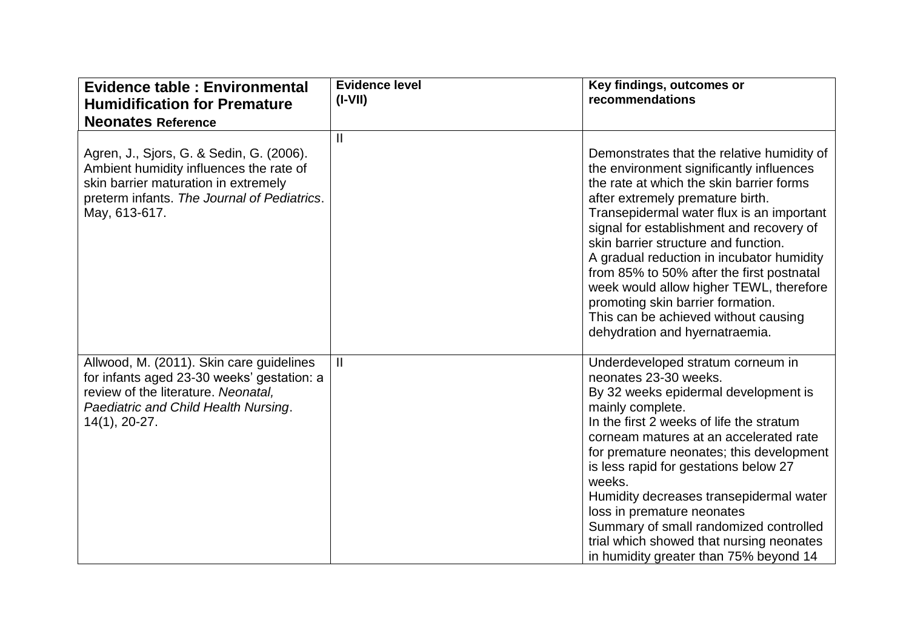| **Evidence table : Environmental Humidification for Premature Neonates Reference** | **Evidence level (I-VII)** | **Key findings, outcomes or recommendations** |
|---|---|---|
| Agren, J., Sjors, G. & Sedin, G. (2006). Ambient humidity influences the rate of skin barrier maturation in extremely preterm infants. *The Journal of Pediatrics*. May, 613-617. | II | Demonstrates that the relative humidity of the environment significantly influences the rate at which the skin barrier forms after extremely premature birth. Transepidermal water flux is an important signal for establishment and recovery of skin barrier structure and function. A gradual reduction in incubator humidity from 85% to 50% after the first postnatal week would allow higher TEWL, therefore promoting skin barrier formation. This can be achieved without causing dehydration and hyernatraemia. |
| Allwood, M. (2011). Skin care guidelines for infants aged 23-30 weeks' gestation: a review of the literature. *Neonatal, Paediatric and Child Health Nursing*. 14(1), 20-27. | II | Underdeveloped stratum corneum in neonates 23-30 weeks. By 32 weeks epidermal development is mainly complete. In the first 2 weeks of life the stratum corneam matures at an accelerated rate for premature neonates; this development is less rapid for gestations below 27 weeks. Humidity decreases transepidermal water loss in premature neonates Summary of small randomized controlled trial which showed that nursing neonates in humidity greater than 75% beyond 14 |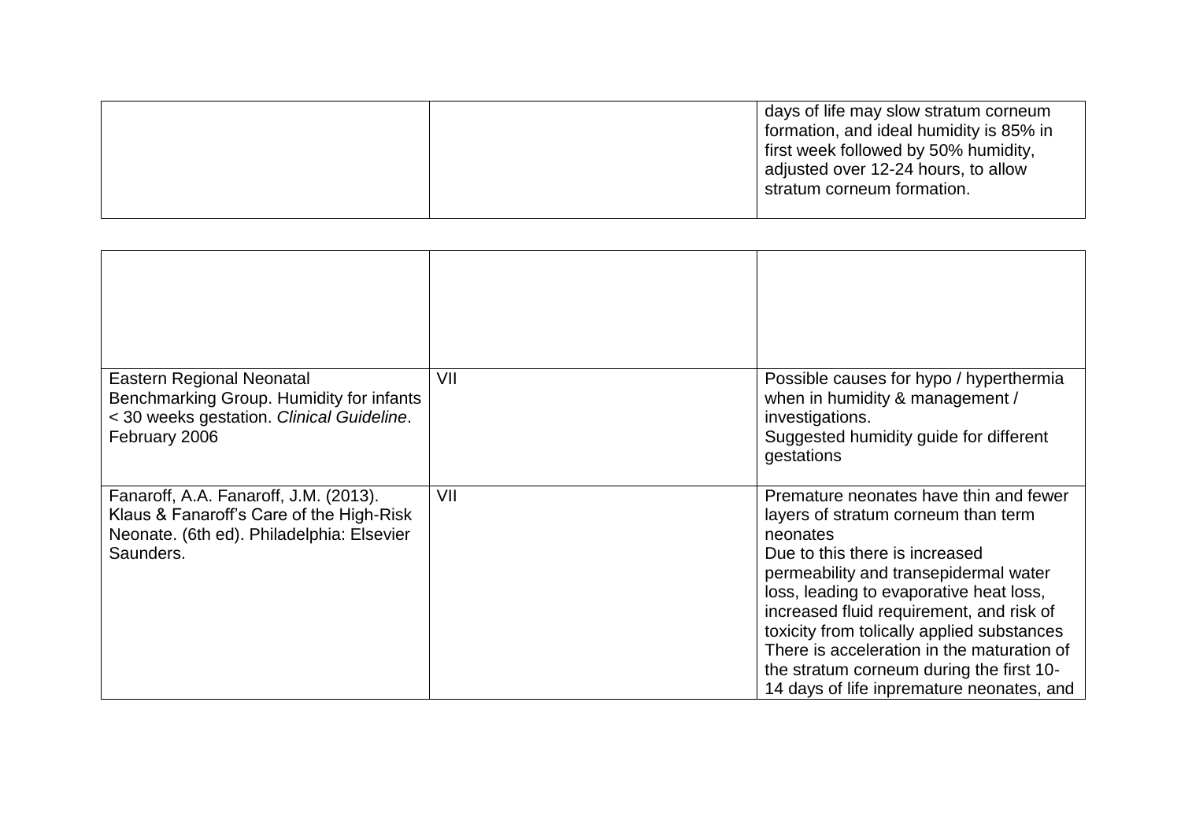| | | |
|---|---|---|
| | | days of life may slow stratum corneum formation, and ideal humidity is 85% in first week followed by 50% humidity, adjusted over 12-24 hours, to allow stratum corneum formation. |

| | | |
|---|---|---|
| | | |
| Eastern Regional Neonatal Benchmarking Group. Humidity for infants < 30 weeks gestation. *Clinical Guideline*. February 2006 | VII | Possible causes for hypo / hyperthermia when in humidity & management / investigations.<br>Suggested humidity guide for different gestations |
| Fanaroff, A.A. Fanaroff, J.M. (2013). Klaus & Fanaroff's Care of the High-Risk Neonate. (6th ed). Philadelphia: Elsevier Saunders. | VII | Premature neonates have thin and fewer layers of stratum corneum than term neonates<br>Due to this there is increased permeability and transepidermal water loss, leading to evaporative heat loss, increased fluid requirement, and risk of toxicity from tolically applied substances<br>There is acceleration in the maturation of the stratum corneum during the first 10-14 days of life inpremature neonates, and |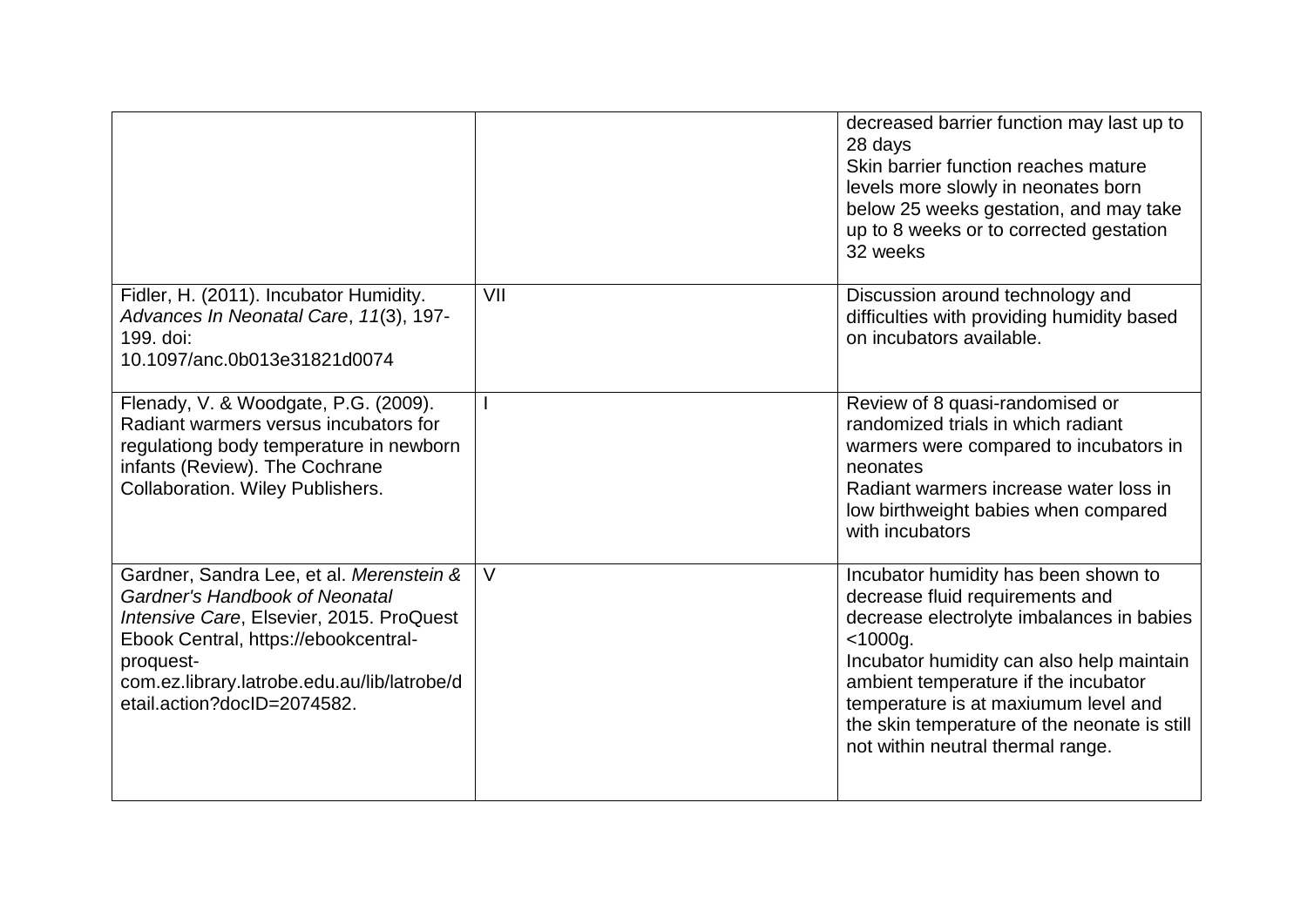| | | |
|---|---|---|
| | | decreased barrier function may last up to 28 days<br>Skin barrier function reaches mature levels more slowly in neonates born below 25 weeks gestation, and may take up to 8 weeks or to corrected gestation 32 weeks |
| Fidler, H. (2011). Incubator Humidity. *Advances In Neonatal Care*, *11*(3), 197-199. doi: 10.1097/anc.0b013e31821d0074 | VII | Discussion around technology and difficulties with providing humidity based on incubators available. |
| Flenady, V. & Woodgate, P.G. (2009). Radiant warmers versus incubators for regulationg body temperature in newborn infants (Review). The Cochrane Collaboration. Wiley Publishers. | I | Review of 8 quasi-randomised or randomized trials in which radiant warmers were compared to incubators in neonates<br>Radiant warmers increase water loss in low birthweight babies when compared with incubators |
| Gardner, Sandra Lee, et al. *Merenstein & Gardner's Handbook of Neonatal Intensive Care*, Elsevier, 2015. ProQuest Ebook Central, https://ebookcentral-proquest-com.ez.library.latrobe.edu.au/lib/latrobe/detail.action?docID=2074582. | V | Incubator humidity has been shown to decrease fluid requirements and decrease electrolyte imbalances in babies <1000g.<br>Incubator humidity can also help maintain ambient temperature if the incubator temperature is at maxiumum level and the skin temperature of the neonate is still not within neutral thermal range. |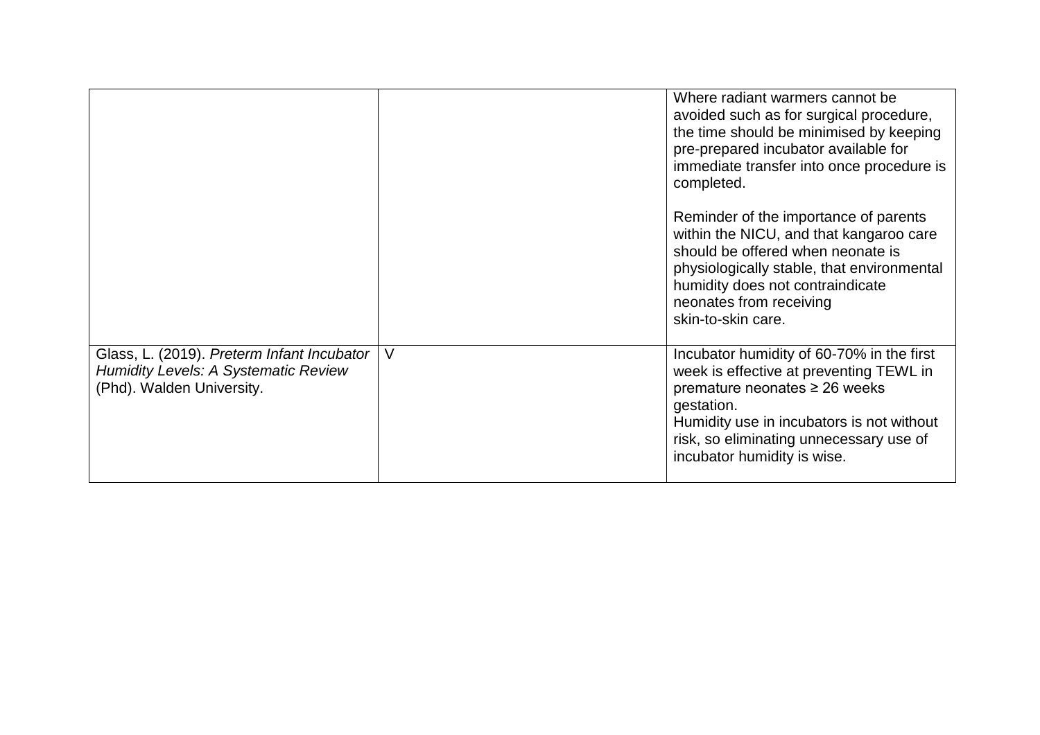| | | |
|---|---|---|
| | | Where radiant warmers cannot be avoided such as for surgical procedure, the time should be minimised by keeping pre-prepared incubator available for immediate transfer into once procedure is completed.<br><br>Reminder of the importance of parents within the NICU, and that kangaroo care should be offered when neonate is physiologically stable, that environmental humidity does not contraindicate neonates from receiving skin-to-skin care. |
| Glass, L. (2019). *Preterm Infant Incubator Humidity Levels: A Systematic Review* (Phd). Walden University. | V | Incubator humidity of 60-70% in the first week is effective at preventing TEWL in premature neonates ≥ 26 weeks gestation.<br>Humidity use in incubators is not without risk, so eliminating unnecessary use of incubator humidity is wise. |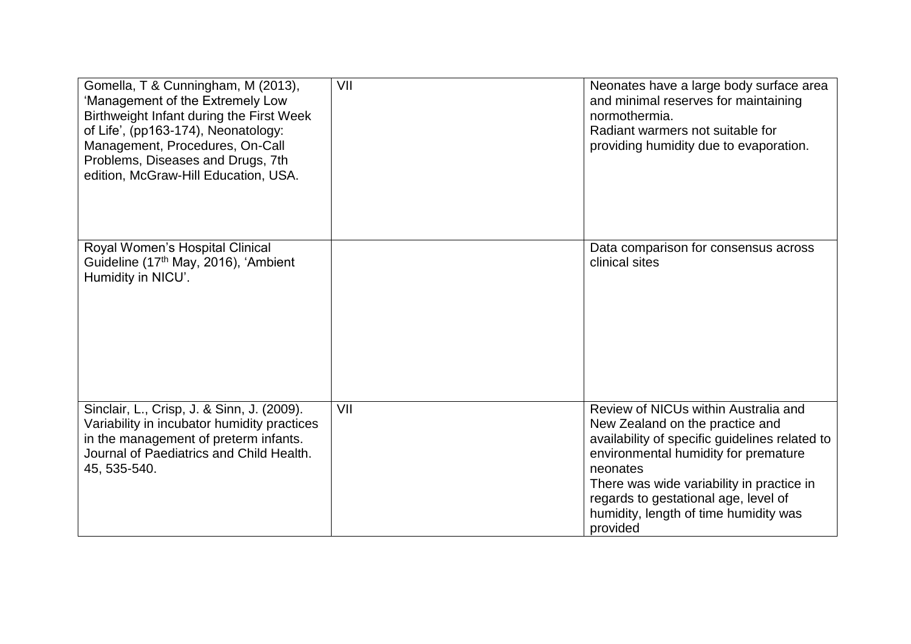| | | |
|---|---|---|
| Gomella, T & Cunningham, M (2013), 'Management of the Extremely Low Birthweight Infant during the First Week of Life', (pp163-174), Neonatology: Management, Procedures, On-Call Problems, Diseases and Drugs, 7th edition, McGraw-Hill Education, USA. | VII | Neonates have a large body surface area and minimal reserves for maintaining normothermia.<br>Radiant warmers not suitable for providing humidity due to evaporation. |
| Royal Women's Hospital Clinical Guideline (17th May, 2016), 'Ambient Humidity in NICU'. | | Data comparison for consensus across clinical sites |
| Sinclair, L., Crisp, J. & Sinn, J. (2009). Variability in incubator humidity practices in the management of preterm infants. Journal of Paediatrics and Child Health. 45, 535-540. | VII | Review of NICUs within Australia and New Zealand on the practice and availability of specific guidelines related to environmental humidity for premature neonates<br>There was wide variability in practice in regards to gestational age, level of humidity, length of time humidity was provided |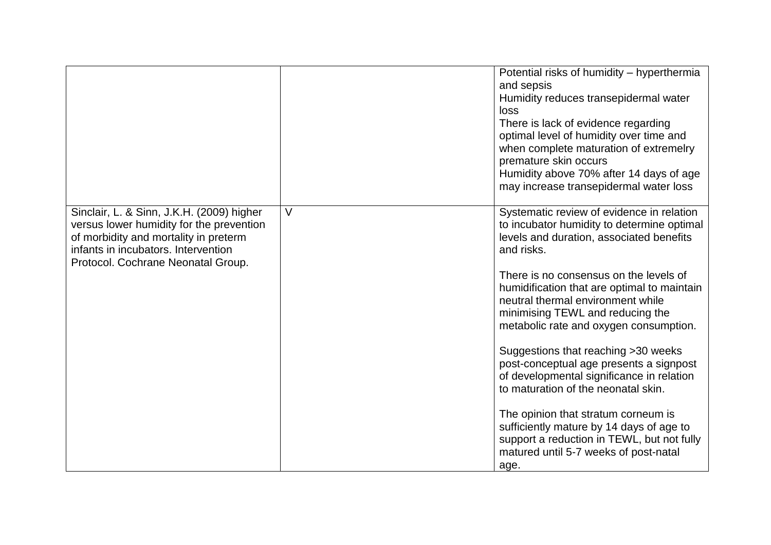| | | |
|---|---|---|
| | | Potential risks of humidity – hyperthermia and sepsis<br>Humidity reduces transepidermal water loss<br>There is lack of evidence regarding optimal level of humidity over time and when complete maturation of extremelry premature skin occurs<br>Humidity above 70% after 14 days of age may increase transepidermal water loss |
| Sinclair, L. & Sinn, J.K.H. (2009) higher versus lower humidity for the prevention of morbidity and mortality in preterm infants in incubators. Intervention Protocol. Cochrane Neonatal Group. | V | Systematic review of evidence in relation to incubator humidity to determine optimal levels and duration, associated benefits and risks.<br><br>There is no consensus on the levels of humidification that are optimal to maintain neutral thermal environment while minimising TEWL and reducing the metabolic rate and oxygen consumption.<br><br>Suggestions that reaching >30 weeks post-conceptual age presents a signpost of developmental significance in relation to maturation of the neonatal skin.<br><br>The opinion that stratum corneum is sufficiently mature by 14 days of age to support a reduction in TEWL, but not fully matured until 5-7 weeks of post-natal age. |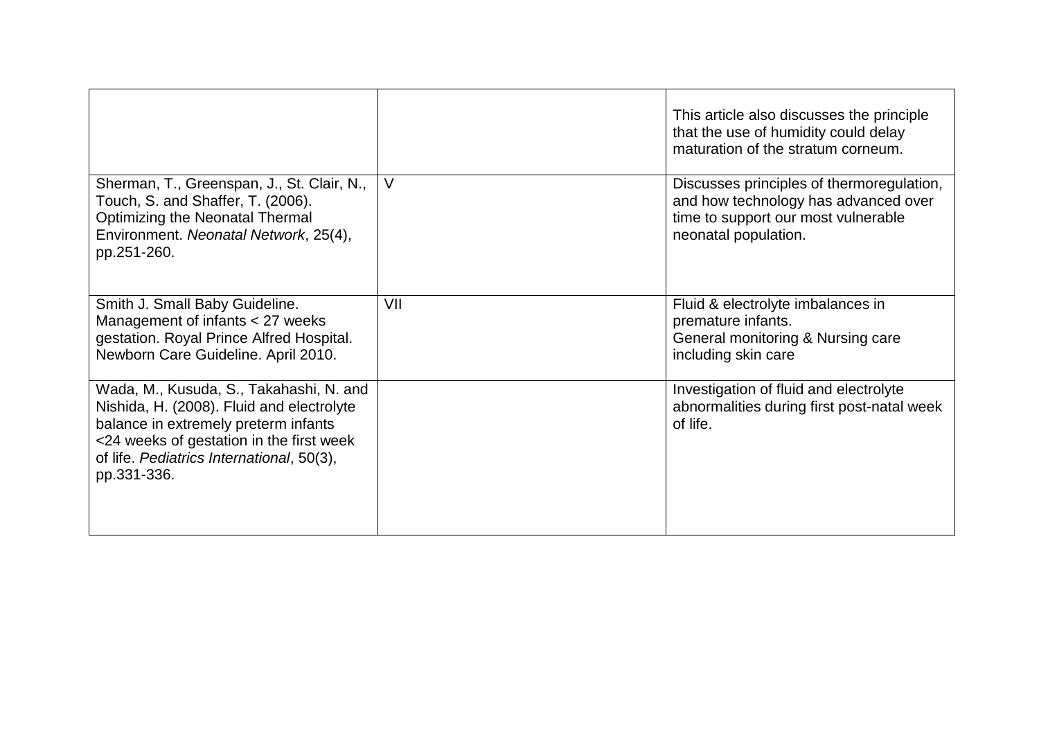| | | |
|---|---|---|
| | | This article also discusses the principle that the use of humidity could delay maturation of the stratum corneum. |
| Sherman, T., Greenspan, J., St. Clair, N., Touch, S. and Shaffer, T. (2006). Optimizing the Neonatal Thermal Environment. *Neonatal Network*, 25(4), pp.251-260. | V | Discusses principles of thermoregulation, and how technology has advanced over time to support our most vulnerable neonatal population. |
| Smith J. Small Baby Guideline. Management of infants < 27 weeks gestation. Royal Prince Alfred Hospital. Newborn Care Guideline. April 2010. | VII | Fluid & electrolyte imbalances in premature infants.<br>General monitoring & Nursing care including skin care |
| Wada, M., Kusuda, S., Takahashi, N. and Nishida, H. (2008). Fluid and electrolyte balance in extremely preterm infants <24 weeks of gestation in the first week of life. *Pediatrics International*, 50(3), pp.331-336. | | Investigation of fluid and electrolyte abnormalities during first post-natal week of life. |